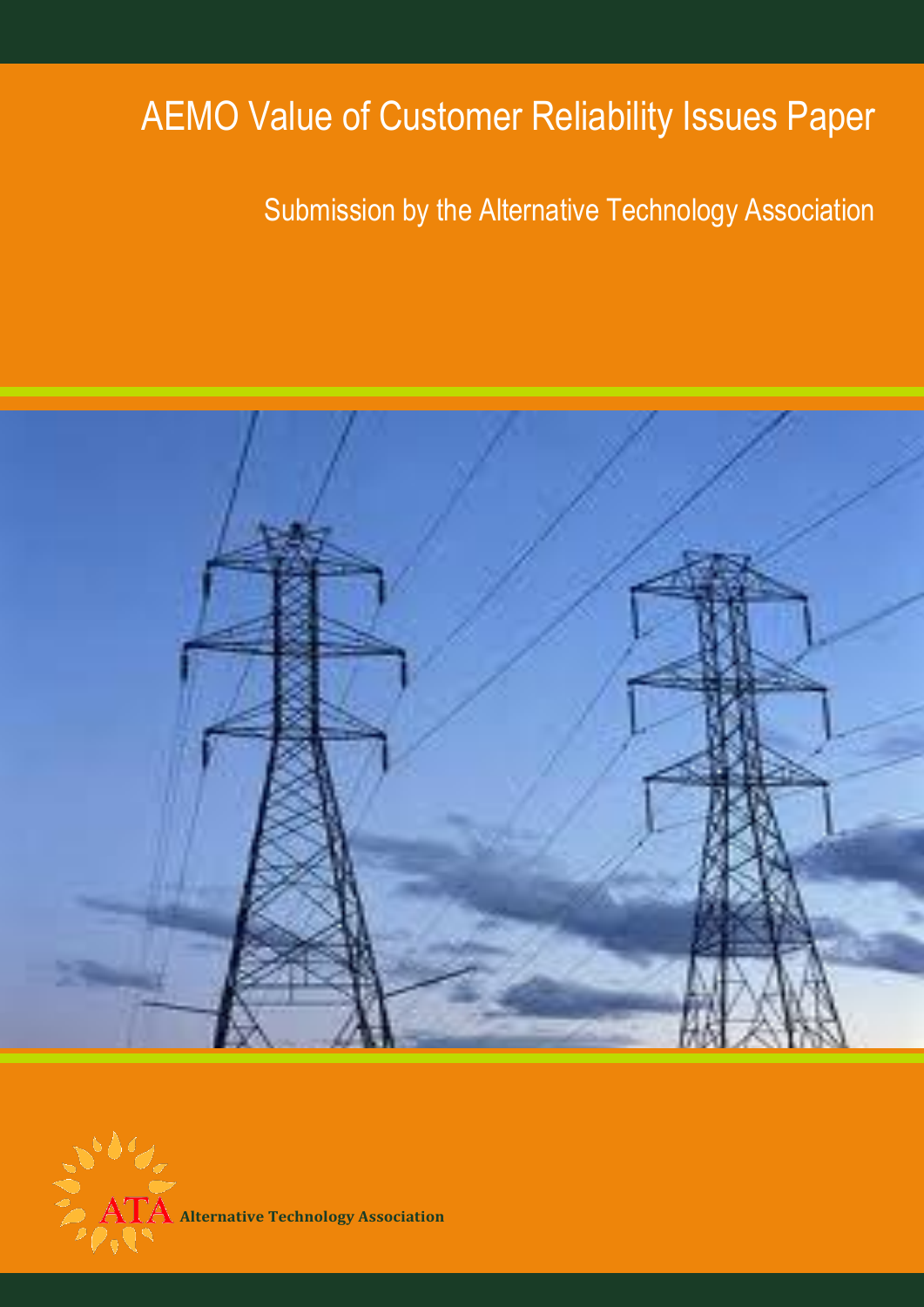# AEMO Value of Customer Reliability Issues Paper

## Submission by the Alternative Technology Association

ATA Alternative Technology Association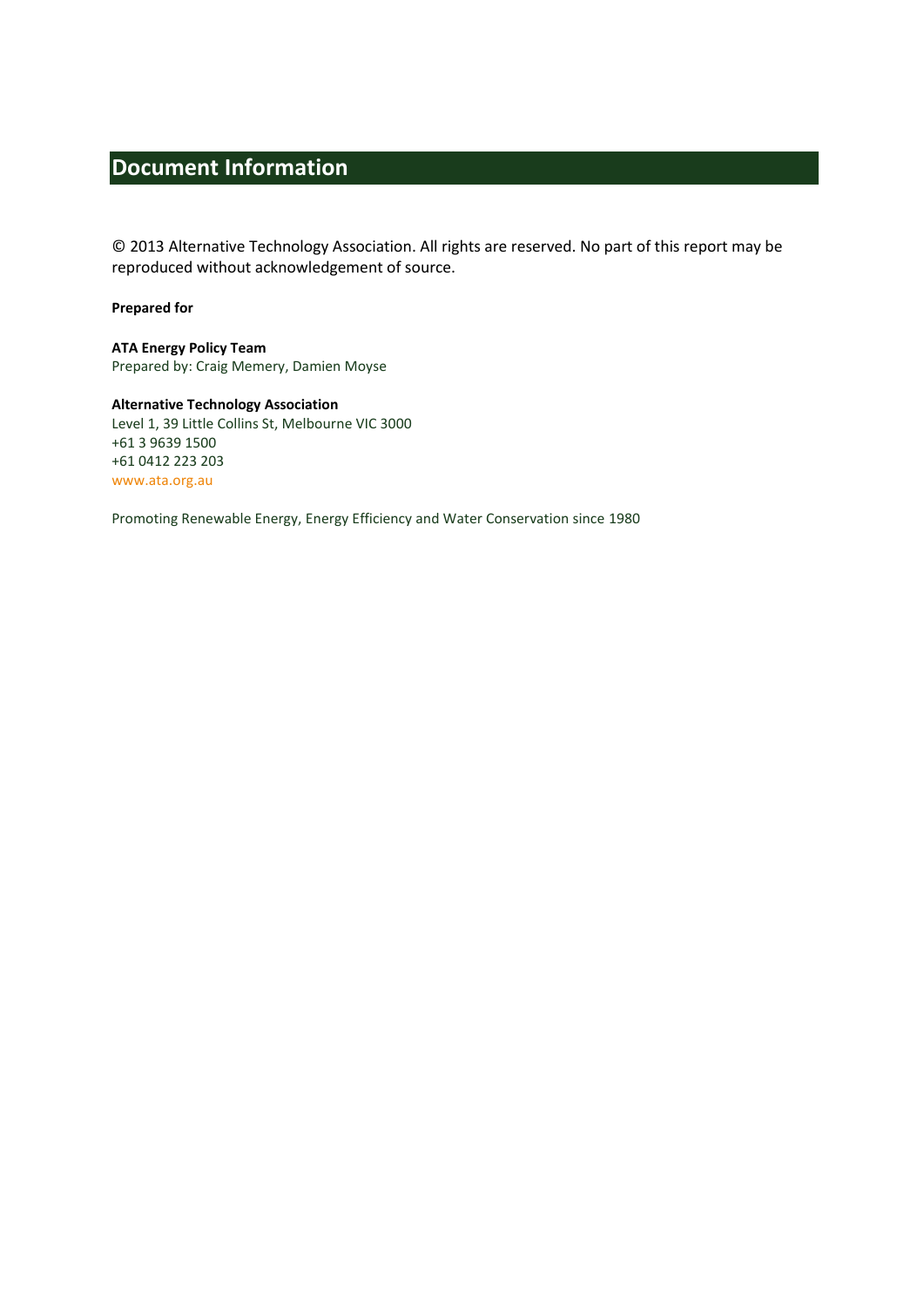# Document Information

© 2013 Alternative Technology Association. All rights are reserved. No part of this report may be reproduced without acknowledgement of source.

**Prepared for**

**ATA Energy Policy Team**
Prepared by: Craig Memery, Damien Moyse

**Alternative Technology Association**
Level 1, 39 Little Collins St, Melbourne VIC 3000
+61 3 9639 1500
+61 0412 223 203
www.ata.org.au

Promoting Renewable Energy, Energy Efficiency and Water Conservation since 1980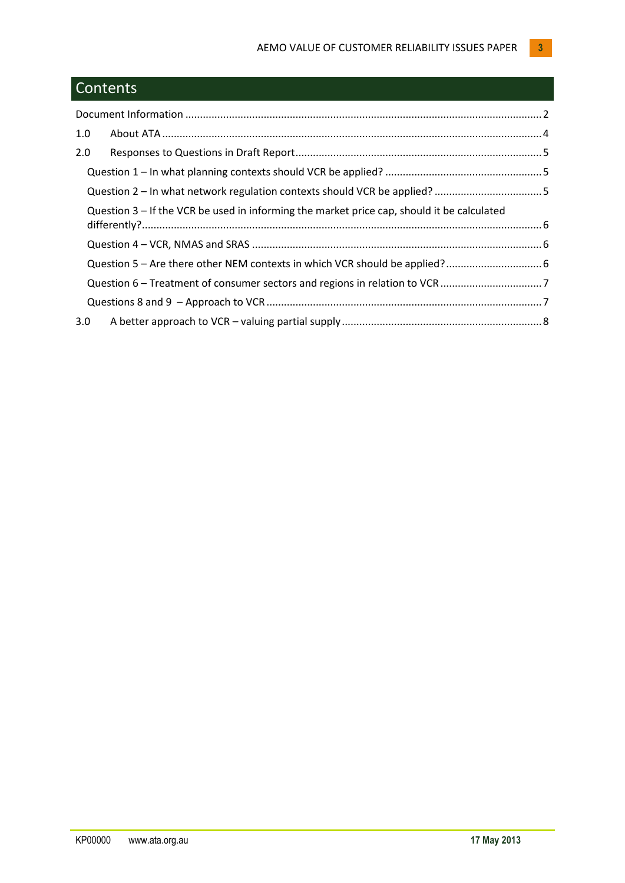# Contents

Document Information ........................................................................................................................ 2

1.0 About ATA ................................................................................................................................. 4

2.0 Responses to Questions in Draft Report.................................................................................... 5

Question 1 – In what planning contexts should VCR be applied? ..................................................... 5

Question 2 – In what network regulation contexts should VCR be applied? ..................................... 5

Question 3 – If the VCR be used in informing the market price cap, should it be calculated differently?........................................................................................................................................ 6

Question 4 – VCR, NMAS and SRAS ................................................................................................... 6

Question 5 – Are there other NEM contexts in which VCR should be applied? ................................. 6

Question 6 – Treatment of consumer sectors and regions in relation to VCR ................................... 7

Questions 8 and 9 – Approach to VCR .............................................................................................. 7

3.0 A better approach to VCR – valuing partial supply .................................................................... 8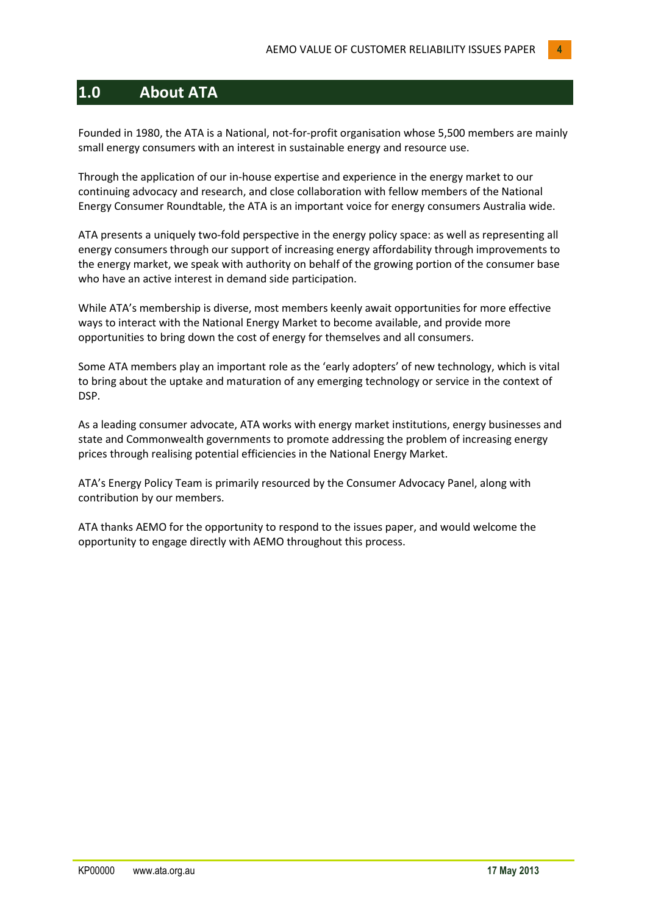# 1.0 About ATA

Founded in 1980, the ATA is a National, not-for-profit organisation whose 5,500 members are mainly small energy consumers with an interest in sustainable energy and resource use.

Through the application of our in-house expertise and experience in the energy market to our continuing advocacy and research, and close collaboration with fellow members of the National Energy Consumer Roundtable, the ATA is an important voice for energy consumers Australia wide.

ATA presents a uniquely two-fold perspective in the energy policy space: as well as representing all energy consumers through our support of increasing energy affordability through improvements to the energy market, we speak with authority on behalf of the growing portion of the consumer base who have an active interest in demand side participation.

While ATA's membership is diverse, most members keenly await opportunities for more effective ways to interact with the National Energy Market to become available, and provide more opportunities to bring down the cost of energy for themselves and all consumers.

Some ATA members play an important role as the 'early adopters' of new technology, which is vital to bring about the uptake and maturation of any emerging technology or service in the context of DSP.

As a leading consumer advocate, ATA works with energy market institutions, energy businesses and state and Commonwealth governments to promote addressing the problem of increasing energy prices through realising potential efficiencies in the National Energy Market.

ATA's Energy Policy Team is primarily resourced by the Consumer Advocacy Panel, along with contribution by our members.

ATA thanks AEMO for the opportunity to respond to the issues paper, and would welcome the opportunity to engage directly with AEMO throughout this process.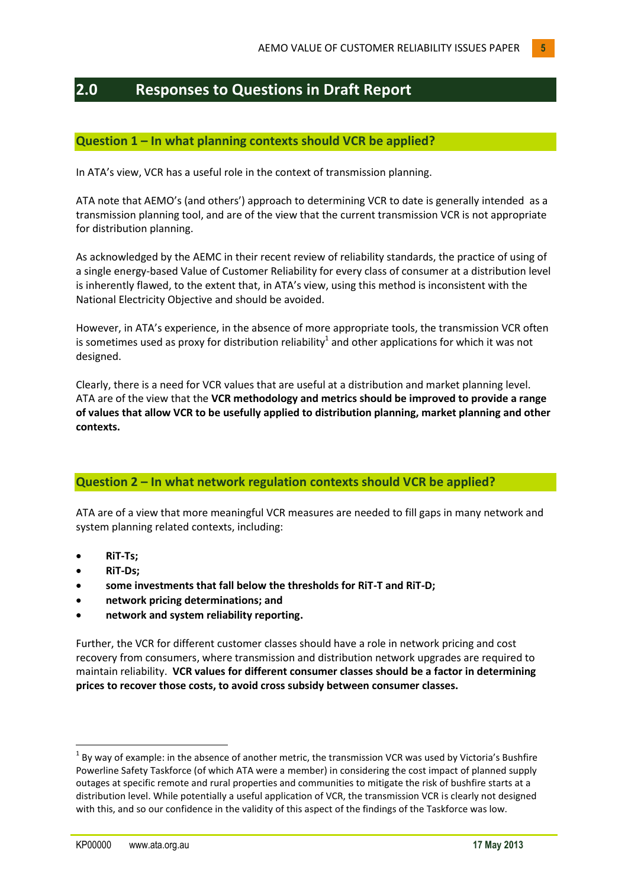## 2.0 Responses to Questions in Draft Report

### Question 1 – In what planning contexts should VCR be applied?

In ATA's view, VCR has a useful role in the context of transmission planning.

ATA note that AEMO's (and others') approach to determining VCR to date is generally intended as a transmission planning tool, and are of the view that the current transmission VCR is not appropriate for distribution planning.

As acknowledged by the AEMC in their recent review of reliability standards, the practice of using of a single energy-based Value of Customer Reliability for every class of consumer at a distribution level is inherently flawed, to the extent that, in ATA's view, using this method is inconsistent with the National Electricity Objective and should be avoided.

However, in ATA's experience, in the absence of more appropriate tools, the transmission VCR often is sometimes used as proxy for distribution reliability[1] and other applications for which it was not designed.

Clearly, there is a need for VCR values that are useful at a distribution and market planning level. ATA are of the view that the **VCR methodology and metrics should be improved to provide a range of values that allow VCR to be usefully applied to distribution planning, market planning and other contexts.**

### Question 2 – In what network regulation contexts should VCR be applied?

ATA are of a view that more meaningful VCR measures are needed to fill gaps in many network and system planning related contexts, including:

- **RiT-Ts;**
- **RiT-Ds;**
- **some investments that fall below the thresholds for RiT-T and RiT-D;**
- **network pricing determinations; and**
- **network and system reliability reporting.**

Further, the VCR for different customer classes should have a role in network pricing and cost recovery from consumers, where transmission and distribution network upgrades are required to maintain reliability. **VCR values for different consumer classes should be a factor in determining prices to recover those costs, to avoid cross subsidy between consumer classes.**

---

[1] By way of example: in the absence of another metric, the transmission VCR was used by Victoria's Bushfire Powerline Safety Taskforce (of which ATA were a member) in considering the cost impact of planned supply outages at specific remote and rural properties and communities to mitigate the risk of bushfire starts at a distribution level. While potentially a useful application of VCR, the transmission VCR is clearly not designed with this, and so our confidence in the validity of this aspect of the findings of the Taskforce was low.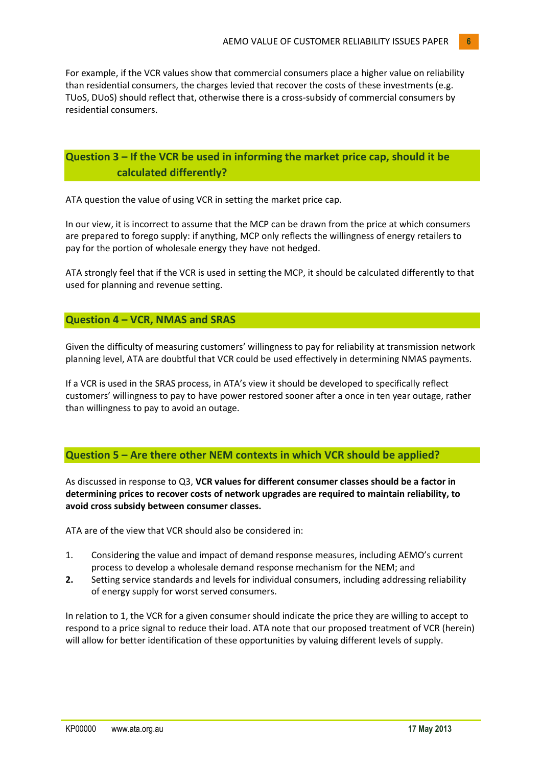For example, if the VCR values show that commercial consumers place a higher value on reliability than residential consumers, the charges levied that recover the costs of these investments (e.g. TUoS, DUoS) should reflect that, otherwise there is a cross-subsidy of commercial consumers by residential consumers.

## Question 3 – If the VCR be used in informing the market price cap, should it be calculated differently?

ATA question the value of using VCR in setting the market price cap.

In our view, it is incorrect to assume that the MCP can be drawn from the price at which consumers are prepared to forego supply: if anything, MCP only reflects the willingness of energy retailers to pay for the portion of wholesale energy they have not hedged.

ATA strongly feel that if the VCR is used in setting the MCP, it should be calculated differently to that used for planning and revenue setting.

## Question 4 – VCR, NMAS and SRAS

Given the difficulty of measuring customers' willingness to pay for reliability at transmission network planning level, ATA are doubtful that VCR could be used effectively in determining NMAS payments.

If a VCR is used in the SRAS process, in ATA's view it should be developed to specifically reflect customers' willingness to pay to have power restored sooner after a once in ten year outage, rather than willingness to pay to avoid an outage.

## Question 5 – Are there other NEM contexts in which VCR should be applied?

As discussed in response to Q3, **VCR values for different consumer classes should be a factor in determining prices to recover costs of network upgrades are required to maintain reliability, to avoid cross subsidy between consumer classes.**

ATA are of the view that VCR should also be considered in:

1. Considering the value and impact of demand response measures, including AEMO's current process to develop a wholesale demand response mechanism for the NEM; and
2. Setting service standards and levels for individual consumers, including addressing reliability of energy supply for worst served consumers.

In relation to 1, the VCR for a given consumer should indicate the price they are willing to accept to respond to a price signal to reduce their load. ATA note that our proposed treatment of VCR (herein) will allow for better identification of these opportunities by valuing different levels of supply.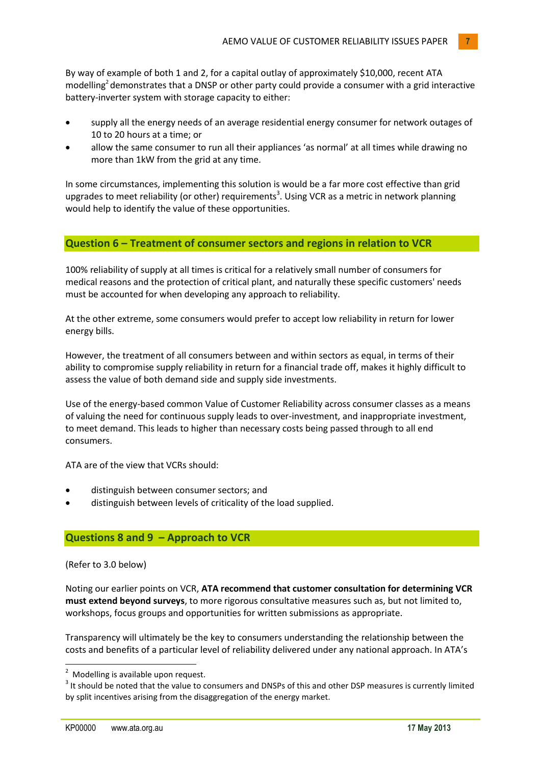By way of example of both 1 and 2, for a capital outlay of approximately $10,000, recent ATA modelling[2] demonstrates that a DNSP or other party could provide a consumer with a grid interactive battery-inverter system with storage capacity to either:

- supply all the energy needs of an average residential energy consumer for network outages of 10 to 20 hours at a time; or
- allow the same consumer to run all their appliances 'as normal' at all times while drawing no more than 1kW from the grid at any time.

In some circumstances, implementing this solution is would be a far more cost effective than grid upgrades to meet reliability (or other) requirements[3]. Using VCR as a metric in network planning would help to identify the value of these opportunities.

## Question 6 – Treatment of consumer sectors and regions in relation to VCR

100% reliability of supply at all times is critical for a relatively small number of consumers for medical reasons and the protection of critical plant, and naturally these specific customers' needs must be accounted for when developing any approach to reliability.

At the other extreme, some consumers would prefer to accept low reliability in return for lower energy bills.

However, the treatment of all consumers between and within sectors as equal, in terms of their ability to compromise supply reliability in return for a financial trade off, makes it highly difficult to assess the value of both demand side and supply side investments.

Use of the energy-based common Value of Customer Reliability across consumer classes as a means of valuing the need for continuous supply leads to over-investment, and inappropriate investment, to meet demand. This leads to higher than necessary costs being passed through to all end consumers.

ATA are of the view that VCRs should:

- distinguish between consumer sectors; and
- distinguish between levels of criticality of the load supplied.

## Questions 8 and 9 – Approach to VCR

(Refer to 3.0 below)

Noting our earlier points on VCR, **ATA recommend that customer consultation for determining VCR must extend beyond surveys**, to more rigorous consultative measures such as, but not limited to, workshops, focus groups and opportunities for written submissions as appropriate.

Transparency will ultimately be the key to consumers understanding the relationship between the costs and benefits of a particular level of reliability delivered under any national approach. In ATA's

---

[2] Modelling is available upon request.

[3] It should be noted that the value to consumers and DNSPs of this and other DSP measures is currently limited by split incentives arising from the disaggregation of the energy market.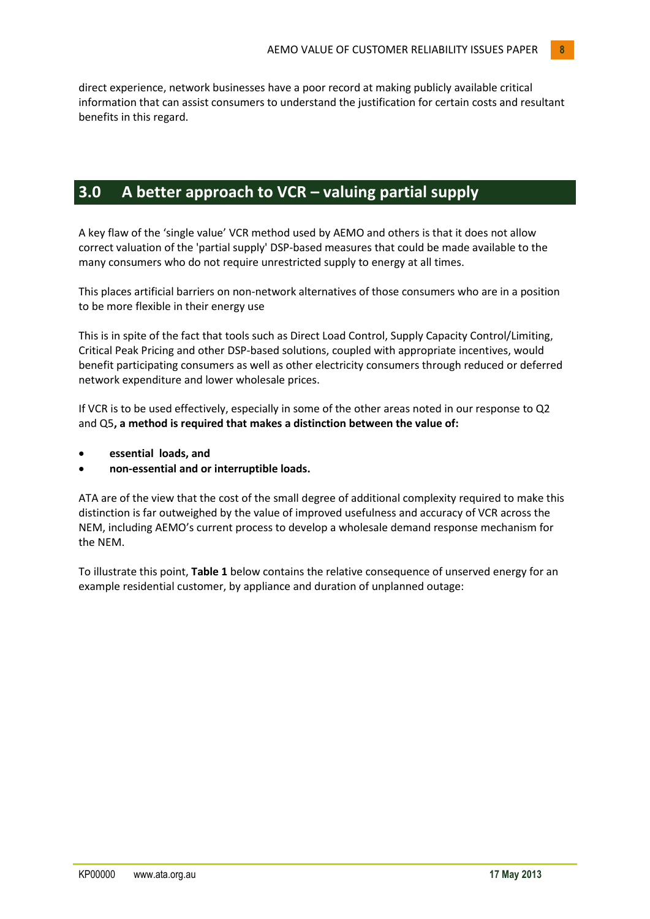direct experience, network businesses have a poor record at making publicly available critical information that can assist consumers to understand the justification for certain costs and resultant benefits in this regard.

## 3.0 A better approach to VCR – valuing partial supply

A key flaw of the 'single value' VCR method used by AEMO and others is that it does not allow correct valuation of the 'partial supply' DSP-based measures that could be made available to the many consumers who do not require unrestricted supply to energy at all times.

This places artificial barriers on non-network alternatives of those consumers who are in a position to be more flexible in their energy use

This is in spite of the fact that tools such as Direct Load Control, Supply Capacity Control/Limiting, Critical Peak Pricing and other DSP-based solutions, coupled with appropriate incentives, would benefit participating consumers as well as other electricity consumers through reduced or deferred network expenditure and lower wholesale prices.

If VCR is to be used effectively, especially in some of the other areas noted in our response to Q2 and Q5**, a method is required that makes a distinction between the value of:**

- **essential loads, and**
- **non-essential and or interruptible loads.**

ATA are of the view that the cost of the small degree of additional complexity required to make this distinction is far outweighed by the value of improved usefulness and accuracy of VCR across the NEM, including AEMO's current process to develop a wholesale demand response mechanism for the NEM.

To illustrate this point, **Table 1** below contains the relative consequence of unserved energy for an example residential customer, by appliance and duration of unplanned outage: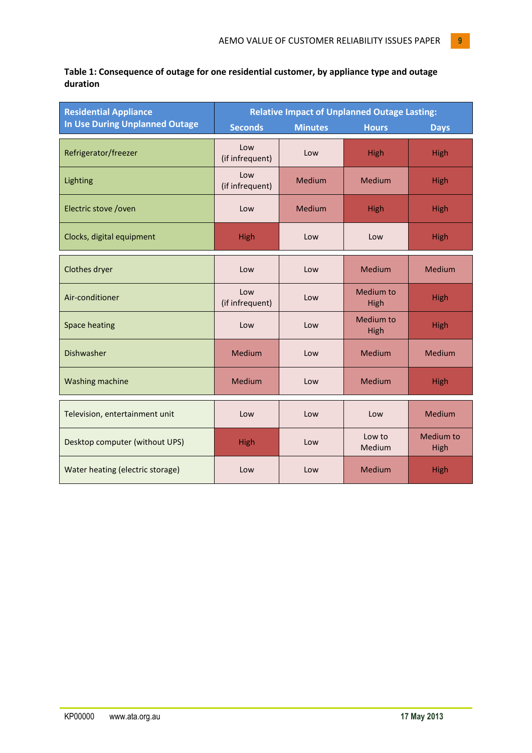**Table 1: Consequence of outage for one residential customer, by appliance type and outage duration**

| Residential Appliance In Use During Unplanned Outage | Relative Impact of Unplanned Outage Lasting: | | | |
|---|---|---|---|---|
| | Seconds | Minutes | Hours | Days |
| Refrigerator/freezer | Low (if infrequent) | Low | High | High |
| Lighting | Low (if infrequent) | Medium | Medium | High |
| Electric stove /oven | Low | Medium | High | High |
| Clocks, digital equipment | High | Low | Low | High |
| Clothes dryer | Low | Low | Medium | Medium |
| Air-conditioner | Low (if infrequent) | Low | Medium to High | High |
| Space heating | Low | Low | Medium to High | High |
| Dishwasher | Medium | Low | Medium | Medium |
| Washing machine | Medium | Low | Medium | High |
| Television, entertainment unit | Low | Low | Low | Medium |
| Desktop computer (without UPS) | High | Low | Low to Medium | Medium to High |
| Water heating (electric storage) | Low | Low | Medium | High |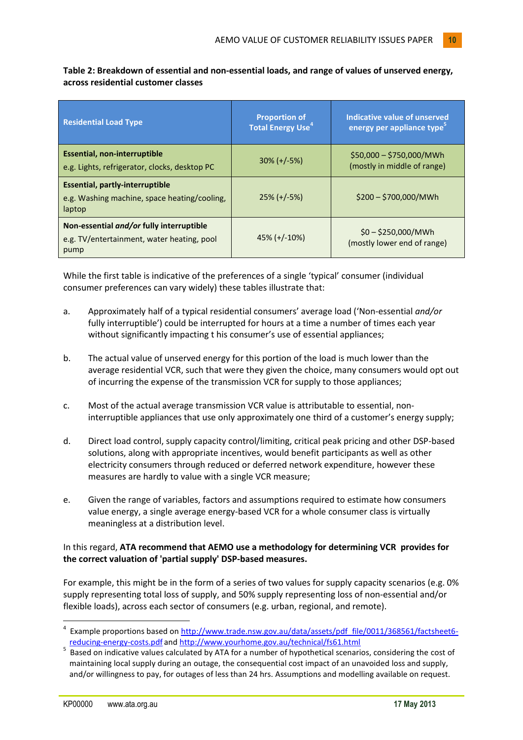**Table 2: Breakdown of essential and non-essential loads, and range of values of unserved energy, across residential customer classes**

| Residential Load Type | Proportion of Total Energy Use[4] | Indicative value of unserved energy per appliance type[5] |
|---|---|---|
| **Essential, non-interruptible**<br>e.g. Lights, refrigerator, clocks, desktop PC | 30% (+/-5%) | \$50,000 – \$750,000/MWh (mostly in middle of range) |
| **Essential, partly-interruptible**<br>e.g. Washing machine, space heating/cooling, laptop | 25% (+/-5%) | \$200 – \$700,000/MWh |
| **Non-essential *and/or* fully interruptible**<br>e.g. TV/entertainment, water heating, pool pump | 45% (+/-10%) | \$0 – \$250,000/MWh (mostly lower end of range) |

While the first table is indicative of the preferences of a single 'typical' consumer (individual consumer preferences can vary widely) these tables illustrate that:

a. Approximately half of a typical residential consumers' average load ('Non-essential *and/or* fully interruptible') could be interrupted for hours at a time a number of times each year without significantly impacting t his consumer's use of essential appliances;

b. The actual value of unserved energy for this portion of the load is much lower than the average residential VCR, such that were they given the choice, many consumers would opt out of incurring the expense of the transmission VCR for supply to those appliances;

c. Most of the actual average transmission VCR value is attributable to essential, non-interruptible appliances that use only approximately one third of a customer's energy supply;

d. Direct load control, supply capacity control/limiting, critical peak pricing and other DSP-based solutions, along with appropriate incentives, would benefit participants as well as other electricity consumers through reduced or deferred network expenditure, however these measures are hardly to value with a single VCR measure;

e. Given the range of variables, factors and assumptions required to estimate how consumers value energy, a single average energy-based VCR for a whole consumer class is virtually meaningless at a distribution level.

In this regard, **ATA recommend that AEMO use a methodology for determining VCR provides for the correct valuation of 'partial supply' DSP-based measures.**

For example, this might be in the form of a series of two values for supply capacity scenarios (e.g. 0% supply representing total loss of supply, and 50% supply representing loss of non-essential and/or flexible loads), across each sector of consumers (e.g. urban, regional, and remote).

---

[4] Example proportions based on http://www.trade.nsw.gov.au/data/assets/pdf_file/0011/368561/factsheet6-reducing-energy-costs.pdf and http://www.yourhome.gov.au/technical/fs61.html

[5] Based on indicative values calculated by ATA for a number of hypothetical scenarios, considering the cost of maintaining local supply during an outage, the consequential cost impact of an unavoided loss and supply, and/or willingness to pay, for outages of less than 24 hrs. Assumptions and modelling available on request.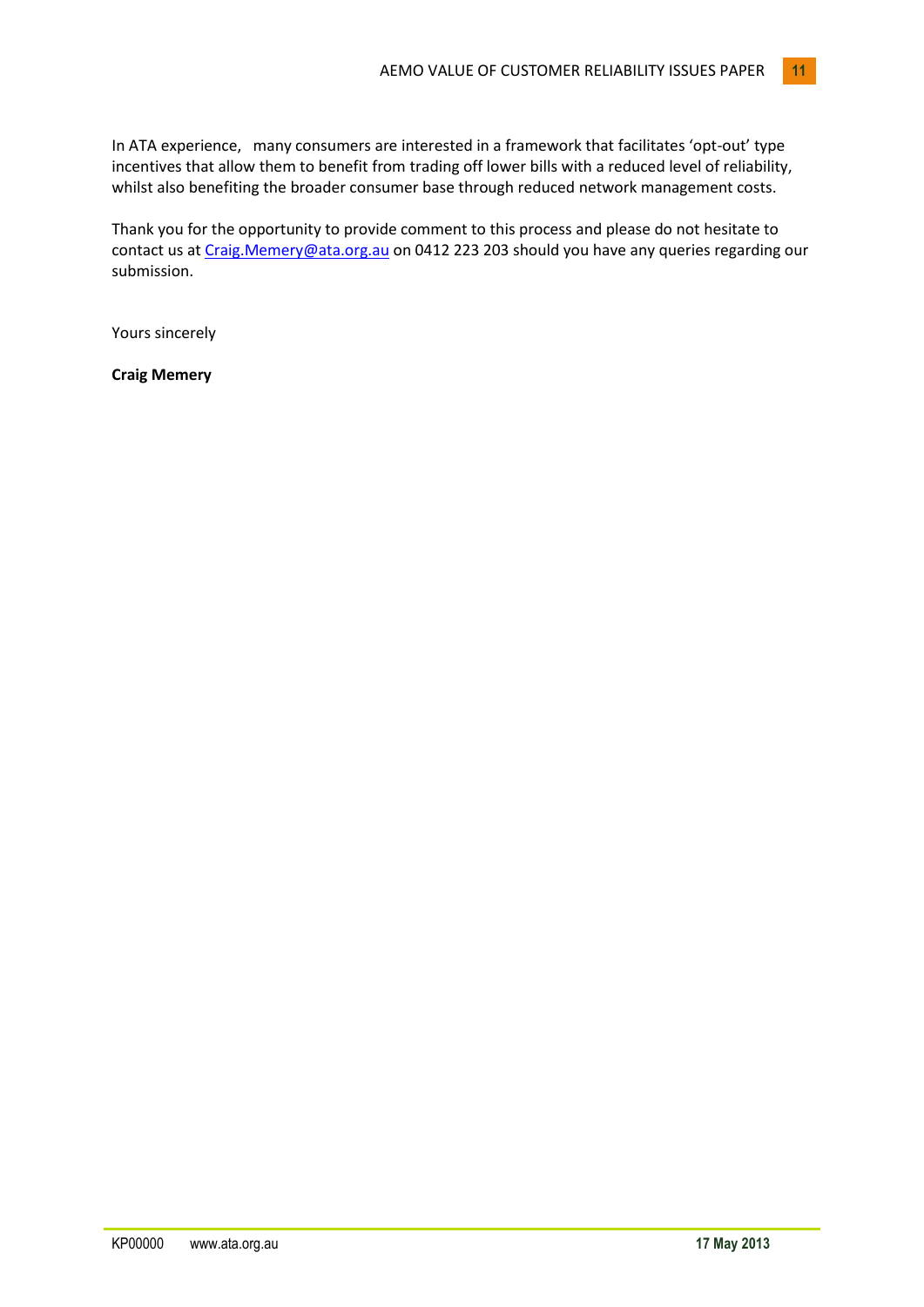In ATA experience, many consumers are interested in a framework that facilitates 'opt-out' type incentives that allow them to benefit from trading off lower bills with a reduced level of reliability, whilst also benefiting the broader consumer base through reduced network management costs.

Thank you for the opportunity to provide comment to this process and please do not hesitate to contact us at Craig.Memery@ata.org.au on 0412 223 203 should you have any queries regarding our submission.

Yours sincerely

**Craig Memery**